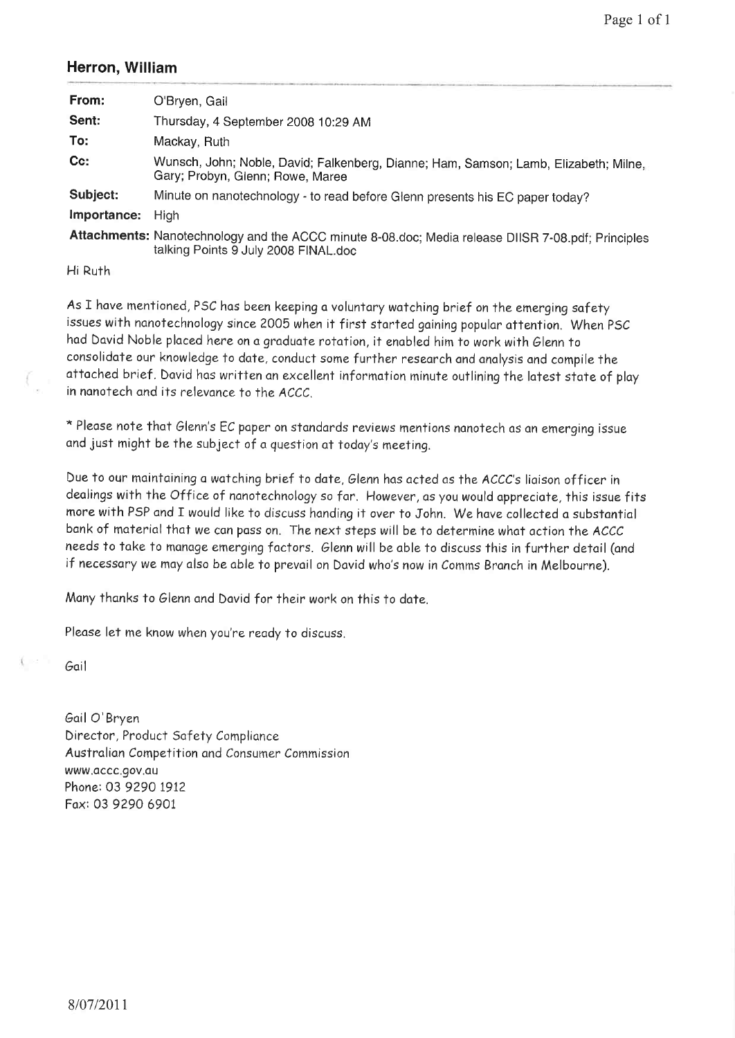## Herron, William

| | |
|---|---|
| **From:** | O'Bryen, Gail |
| **Sent:** | Thursday, 4 September 2008 10:29 AM |
| **To:** | Mackay, Ruth |
| **Cc:** | Wunsch, John; Noble, David; Falkenberg, Dianne; Ham, Samson; Lamb, Elizabeth; Milne, Gary; Probyn, Glenn; Rowe, Maree |
| **Subject:** | Minute on nanotechnology - to read before Glenn presents his EC paper today? |
| **Importance:** | High |
| **Attachments:** | Nanotechnology and the ACCC minute 8-08.doc; Media release DIISR 7-08.pdf; Principles talking Points 9 July 2008 FINAL.doc |

Hi Ruth

As I have mentioned, PSC has been keeping a voluntary watching brief on the emerging safety issues with nanotechnology since 2005 when it first started gaining popular attention. When PSC had David Noble placed here on a graduate rotation, it enabled him to work with Glenn to consolidate our knowledge to date, conduct some further research and analysis and compile the attached brief. David has written an excellent information minute outlining the latest state of play in nanotech and its relevance to the ACCC.

* Please note that Glenn's EC paper on standards reviews mentions nanotech as an emerging issue and just might be the subject of a question at today's meeting.

Due to our maintaining a watching brief to date, Glenn has acted as the ACCC's liaison officer in dealings with the Office of nanotechnology so far. However, as you would appreciate, this issue fits more with PSP and I would like to discuss handing it over to John. We have collected a substantial bank of material that we can pass on. The next steps will be to determine what action the ACCC needs to take to manage emerging factors. Glenn will be able to discuss this in further detail (and if necessary we may also be able to prevail on David who's now in Comms Branch in Melbourne).

Many thanks to Glenn and David for their work on this to date.

Please let me know when you're ready to discuss.

Gail

Gail O'Bryen
Director, Product Safety Compliance
Australian Competition and Consumer Commission
www.accc.gov.au
Phone: 03 9290 1912
Fax: 03 9290 6901

8/07/2011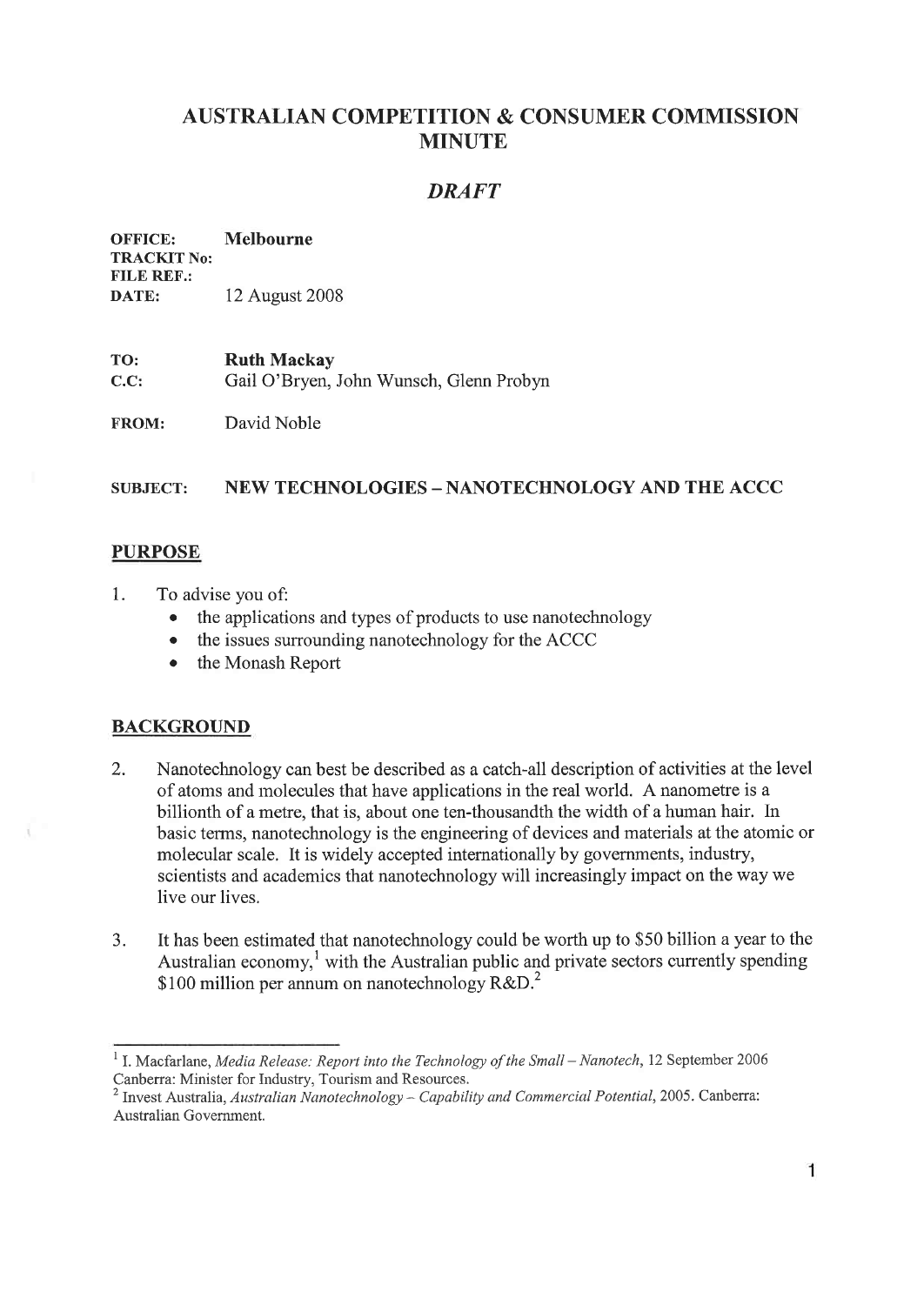# AUSTRALIAN COMPETITION & CONSUMER COMMISSION MINUTE

## *DRAFT*

**OFFICE:** **Melbourne**
**TRACKIT No:**
**FILE REF.:**
**DATE:** 12 August 2008

**TO:** **Ruth Mackay**
**C.C:** Gail O'Bryen, John Wunsch, Glenn Probyn

**FROM:** David Noble

**SUBJECT:** **NEW TECHNOLOGIES – NANOTECHNOLOGY AND THE ACCC**

## PURPOSE

1. To advise you of:
   - the applications and types of products to use nanotechnology
   - the issues surrounding nanotechnology for the ACCC
   - the Monash Report

## BACKGROUND

2. Nanotechnology can best be described as a catch-all description of activities at the level of atoms and molecules that have applications in the real world. A nanometre is a billionth of a metre, that is, about one ten-thousandth the width of a human hair. In basic terms, nanotechnology is the engineering of devices and materials at the atomic or molecular scale. It is widely accepted internationally by governments, industry, scientists and academics that nanotechnology will increasingly impact on the way we live our lives.

3. It has been estimated that nanotechnology could be worth up to $50 billion a year to the Australian economy,[1] with the Australian public and private sectors currently spending $100 million per annum on nanotechnology R&D.[2]

---

[1] I. Macfarlane, *Media Release: Report into the Technology of the Small – Nanotech*, 12 September 2006 Canberra: Minister for Industry, Tourism and Resources.

[2] Invest Australia, *Australian Nanotechnology – Capability and Commercial Potential*, 2005. Canberra: Australian Government.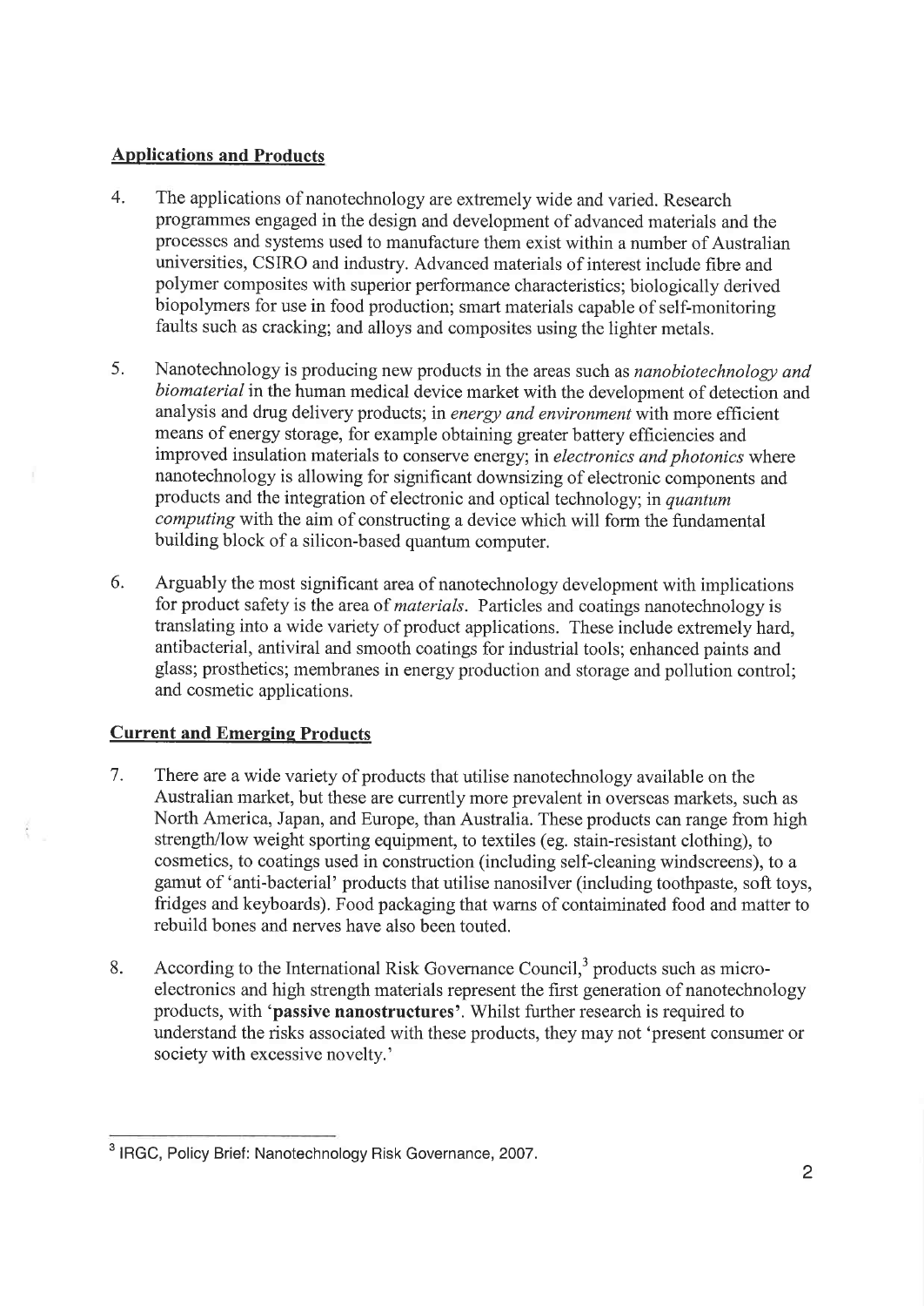## Applications and Products

4. The applications of nanotechnology are extremely wide and varied. Research programmes engaged in the design and development of advanced materials and the processes and systems used to manufacture them exist within a number of Australian universities, CSIRO and industry. Advanced materials of interest include fibre and polymer composites with superior performance characteristics; biologically derived biopolymers for use in food production; smart materials capable of self-monitoring faults such as cracking; and alloys and composites using the lighter metals.

5. Nanotechnology is producing new products in the areas such as *nanobiotechnology and biomaterial* in the human medical device market with the development of detection and analysis and drug delivery products; in *energy and environment* with more efficient means of energy storage, for example obtaining greater battery efficiencies and improved insulation materials to conserve energy; in *electronics and photonics* where nanotechnology is allowing for significant downsizing of electronic components and products and the integration of electronic and optical technology; in *quantum computing* with the aim of constructing a device which will form the fundamental building block of a silicon-based quantum computer.

6. Arguably the most significant area of nanotechnology development with implications for product safety is the area of *materials*. Particles and coatings nanotechnology is translating into a wide variety of product applications. These include extremely hard, antibacterial, antiviral and smooth coatings for industrial tools; enhanced paints and glass; prosthetics; membranes in energy production and storage and pollution control; and cosmetic applications.

## Current and Emerging Products

7. There are a wide variety of products that utilise nanotechnology available on the Australian market, but these are currently more prevalent in overseas markets, such as North America, Japan, and Europe, than Australia. These products can range from high strength/low weight sporting equipment, to textiles (eg. stain-resistant clothing), to cosmetics, to coatings used in construction (including self-cleaning windscreens), to a gamut of 'anti-bacterial' products that utilise nanosilver (including toothpaste, soft toys, fridges and keyboards). Food packaging that warns of containminated food and matter to rebuild bones and nerves have also been touted.

8. According to the International Risk Governance Council,[3] products such as micro-electronics and high strength materials represent the first generation of nanotechnology products, with '**passive nanostructures**'. Whilst further research is required to understand the risks associated with these products, they may not 'present consumer or society with excessive novelty.'

---

[3] IRGC, Policy Brief: Nanotechnology Risk Governance, 2007.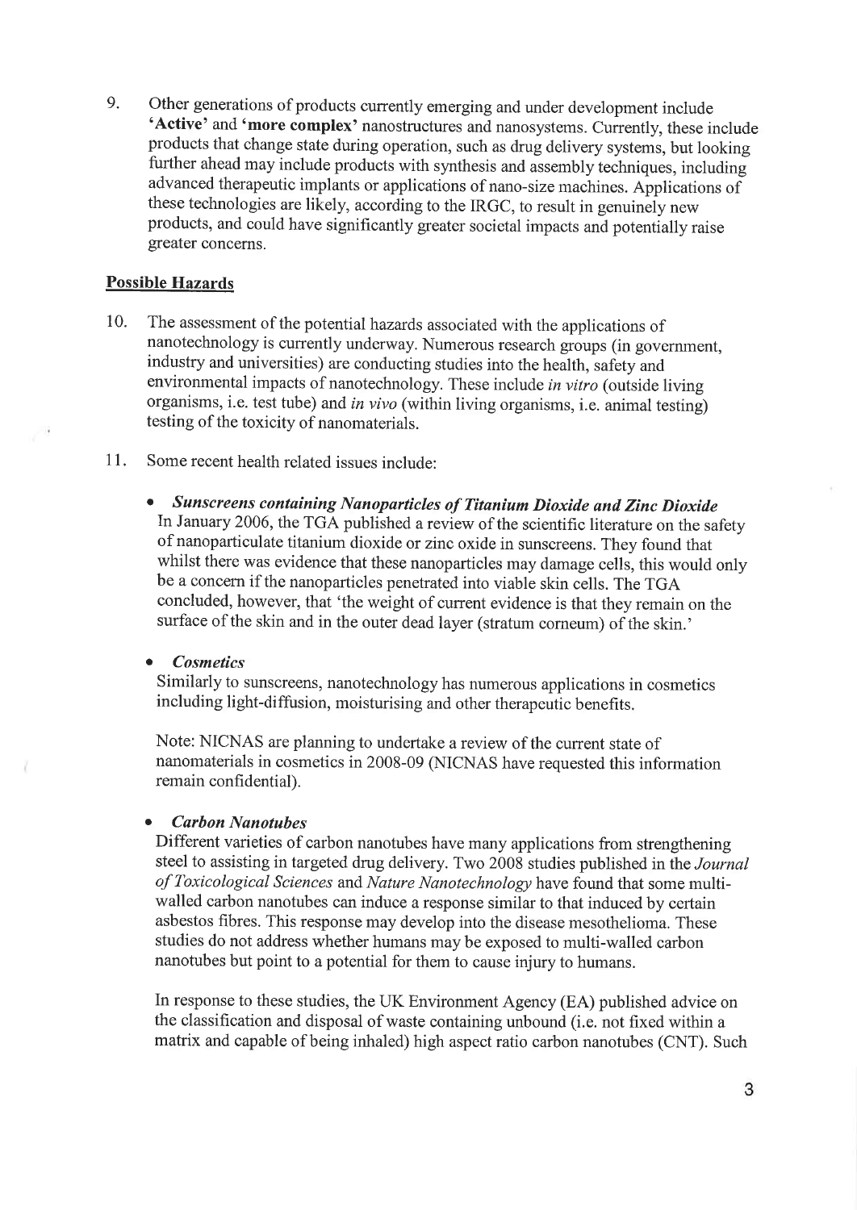9. Other generations of products currently emerging and under development include **'Active'** and **'more complex'** nanostructures and nanosystems. Currently, these include products that change state during operation, such as drug delivery systems, but looking further ahead may include products with synthesis and assembly techniques, including advanced therapeutic implants or applications of nano-size machines. Applications of these technologies are likely, according to the IRGC, to result in genuinely new products, and could have significantly greater societal impacts and potentially raise greater concerns.

## Possible Hazards

10. The assessment of the potential hazards associated with the applications of nanotechnology is currently underway. Numerous research groups (in government, industry and universities) are conducting studies into the health, safety and environmental impacts of nanotechnology. These include *in vitro* (outside living organisms, i.e. test tube) and *in vivo* (within living organisms, i.e. animal testing) testing of the toxicity of nanomaterials.

11. Some recent health related issues include:

- ***Sunscreens containing Nanoparticles of Titanium Dioxide and Zinc Dioxide***
  In January 2006, the TGA published a review of the scientific literature on the safety of nanoparticulate titanium dioxide or zinc oxide in sunscreens. They found that whilst there was evidence that these nanoparticles may damage cells, this would only be a concern if the nanoparticles penetrated into viable skin cells. The TGA concluded, however, that 'the weight of current evidence is that they remain on the surface of the skin and in the outer dead layer (stratum corneum) of the skin.'

- ***Cosmetics***
  Similarly to sunscreens, nanotechnology has numerous applications in cosmetics including light-diffusion, moisturising and other therapeutic benefits.

  Note: NICNAS are planning to undertake a review of the current state of nanomaterials in cosmetics in 2008-09 (NICNAS have requested this information remain confidential).

- ***Carbon Nanotubes***
  Different varieties of carbon nanotubes have many applications from strengthening steel to assisting in targeted drug delivery. Two 2008 studies published in the *Journal of Toxicological Sciences* and *Nature Nanotechnology* have found that some multi-walled carbon nanotubes can induce a response similar to that induced by certain asbestos fibres. This response may develop into the disease mesothelioma. These studies do not address whether humans may be exposed to multi-walled carbon nanotubes but point to a potential for them to cause injury to humans.

  In response to these studies, the UK Environment Agency (EA) published advice on the classification and disposal of waste containing unbound (i.e. not fixed within a matrix and capable of being inhaled) high aspect ratio carbon nanotubes (CNT). Such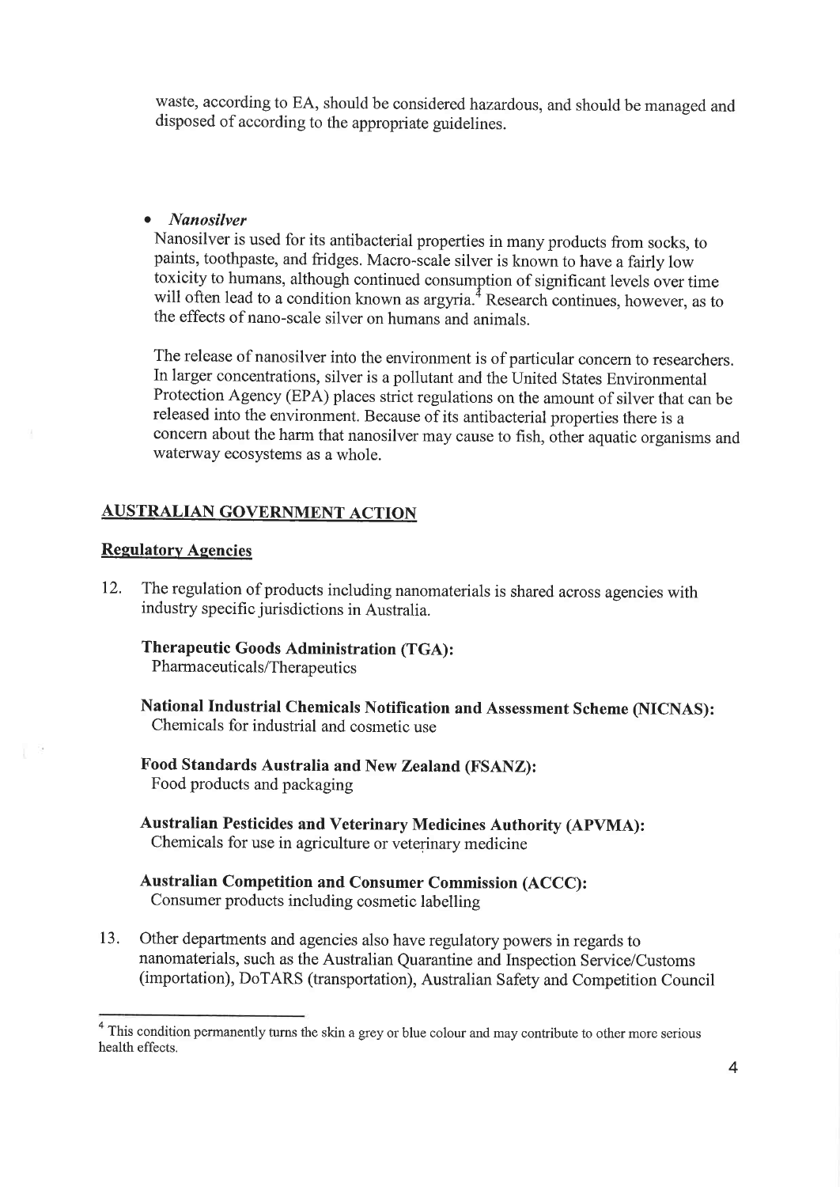waste, according to EA, should be considered hazardous, and should be managed and disposed of according to the appropriate guidelines.

- ***Nanosilver***

  Nanosilver is used for its antibacterial properties in many products from socks, to paints, toothpaste, and fridges. Macro-scale silver is known to have a fairly low toxicity to humans, although continued consumption of significant levels over time will often lead to a condition known as argyria.[4] Research continues, however, as to the effects of nano-scale silver on humans and animals.

  The release of nanosilver into the environment is of particular concern to researchers. In larger concentrations, silver is a pollutant and the United States Environmental Protection Agency (EPA) places strict regulations on the amount of silver that can be released into the environment. Because of its antibacterial properties there is a concern about the harm that nanosilver may cause to fish, other aquatic organisms and waterway ecosystems as a whole.

## AUSTRALIAN GOVERNMENT ACTION

### Regulatory Agencies

12. The regulation of products including nanomaterials is shared across agencies with industry specific jurisdictions in Australia.

    **Therapeutic Goods Administration (TGA):**
    Pharmaceuticals/Therapeutics

    **National Industrial Chemicals Notification and Assessment Scheme (NICNAS):**
    Chemicals for industrial and cosmetic use

    **Food Standards Australia and New Zealand (FSANZ):**
    Food products and packaging

    **Australian Pesticides and Veterinary Medicines Authority (APVMA):**
    Chemicals for use in agriculture or veterinary medicine

    **Australian Competition and Consumer Commission (ACCC):**
    Consumer products including cosmetic labelling

13. Other departments and agencies also have regulatory powers in regards to nanomaterials, such as the Australian Quarantine and Inspection Service/Customs (importation), DoTARS (transportation), Australian Safety and Competition Council

---

[4] This condition permanently turns the skin a grey or blue colour and may contribute to other more serious health effects.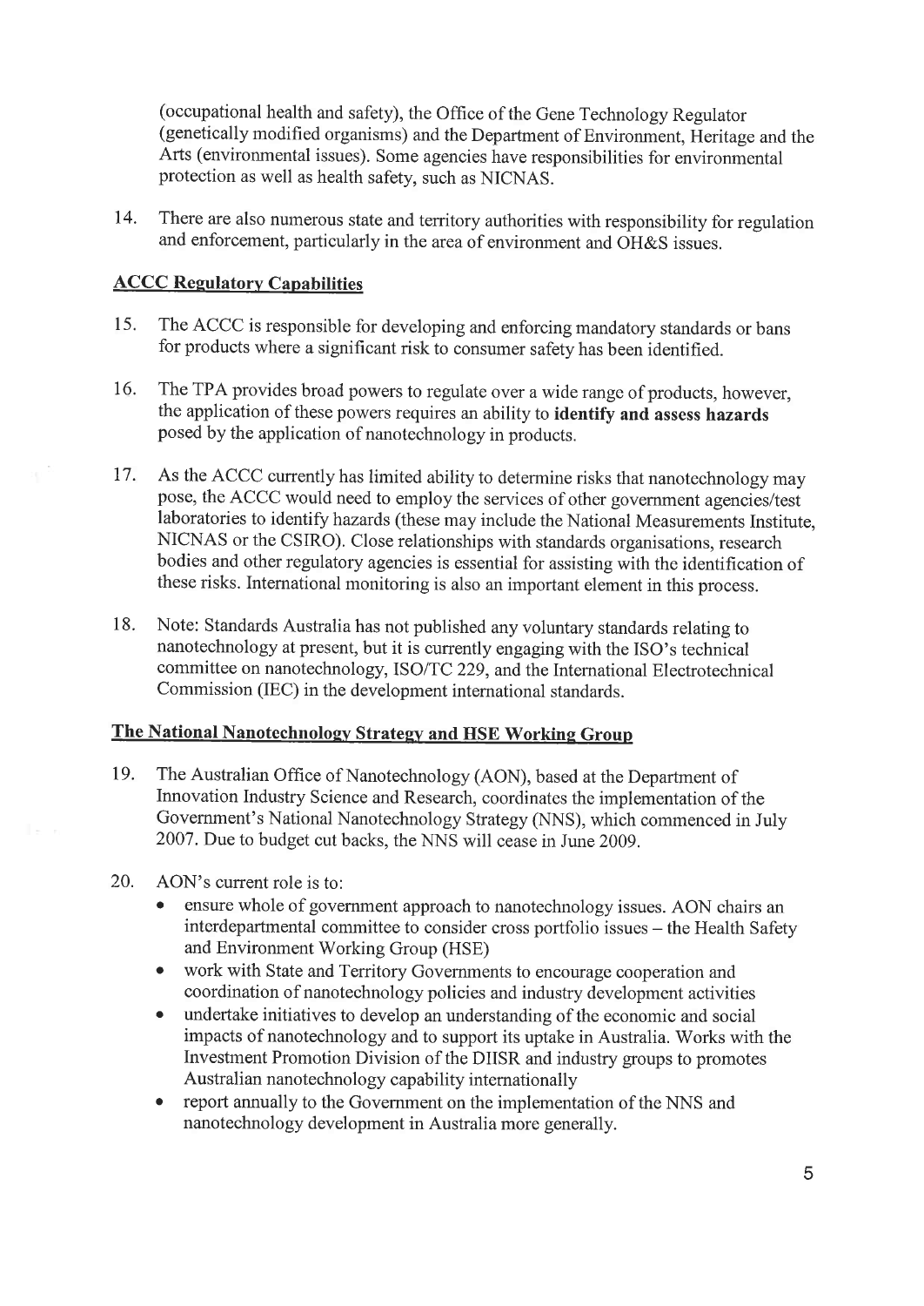(occupational health and safety), the Office of the Gene Technology Regulator (genetically modified organisms) and the Department of Environment, Heritage and the Arts (environmental issues). Some agencies have responsibilities for environmental protection as well as health safety, such as NICNAS.

14. There are also numerous state and territory authorities with responsibility for regulation and enforcement, particularly in the area of environment and OH&S issues.

## ACCC Regulatory Capabilities

15. The ACCC is responsible for developing and enforcing mandatory standards or bans for products where a significant risk to consumer safety has been identified.

16. The TPA provides broad powers to regulate over a wide range of products, however, the application of these powers requires an ability to **identify and assess hazards** posed by the application of nanotechnology in products.

17. As the ACCC currently has limited ability to determine risks that nanotechnology may pose, the ACCC would need to employ the services of other government agencies/test laboratories to identify hazards (these may include the National Measurements Institute, NICNAS or the CSIRO). Close relationships with standards organisations, research bodies and other regulatory agencies is essential for assisting with the identification of these risks. International monitoring is also an important element in this process.

18. Note: Standards Australia has not published any voluntary standards relating to nanotechnology at present, but it is currently engaging with the ISO's technical committee on nanotechnology, ISO/TC 229, and the International Electrotechnical Commission (IEC) in the development international standards.

## The National Nanotechnology Strategy and HSE Working Group

19. The Australian Office of Nanotechnology (AON), based at the Department of Innovation Industry Science and Research, coordinates the implementation of the Government's National Nanotechnology Strategy (NNS), which commenced in July 2007. Due to budget cut backs, the NNS will cease in June 2009.

20. AON's current role is to:
    - ensure whole of government approach to nanotechnology issues. AON chairs an interdepartmental committee to consider cross portfolio issues – the Health Safety and Environment Working Group (HSE)
    - work with State and Territory Governments to encourage cooperation and coordination of nanotechnology policies and industry development activities
    - undertake initiatives to develop an understanding of the economic and social impacts of nanotechnology and to support its uptake in Australia. Works with the Investment Promotion Division of the DIISR and industry groups to promotes Australian nanotechnology capability internationally
    - report annually to the Government on the implementation of the NNS and nanotechnology development in Australia more generally.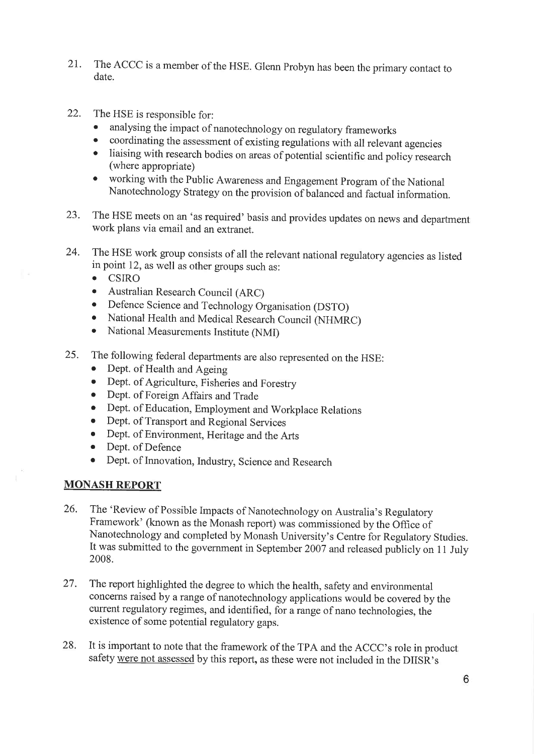21. The ACCC is a member of the HSE. Glenn Probyn has been the primary contact to date.

22. The HSE is responsible for:
    - analysing the impact of nanotechnology on regulatory frameworks
    - coordinating the assessment of existing regulations with all relevant agencies
    - liaising with research bodies on areas of potential scientific and policy research (where appropriate)
    - working with the Public Awareness and Engagement Program of the National Nanotechnology Strategy on the provision of balanced and factual information.

23. The HSE meets on an 'as required' basis and provides updates on news and department work plans via email and an extranet.

24. The HSE work group consists of all the relevant national regulatory agencies as listed in point 12, as well as other groups such as:
    - CSIRO
    - Australian Research Council (ARC)
    - Defence Science and Technology Organisation (DSTO)
    - National Health and Medical Research Council (NHMRC)
    - National Measurements Institute (NMI)

25. The following federal departments are also represented on the HSE:
    - Dept. of Health and Ageing
    - Dept. of Agriculture, Fisheries and Forestry
    - Dept. of Foreign Affairs and Trade
    - Dept. of Education, Employment and Workplace Relations
    - Dept. of Transport and Regional Services
    - Dept. of Environment, Heritage and the Arts
    - Dept. of Defence
    - Dept. of Innovation, Industry, Science and Research

## MONASH REPORT

26. The 'Review of Possible Impacts of Nanotechnology on Australia's Regulatory Framework' (known as the Monash report) was commissioned by the Office of Nanotechnology and completed by Monash University's Centre for Regulatory Studies. It was submitted to the government in September 2007 and released publicly on 11 July 2008.

27. The report highlighted the degree to which the health, safety and environmental concerns raised by a range of nanotechnology applications would be covered by the current regulatory regimes, and identified, for a range of nano technologies, the existence of some potential regulatory gaps.

28. It is important to note that the framework of the TPA and the ACCC's role in product safety <u>were not assessed</u> by this report, as these were not included in the DIISR's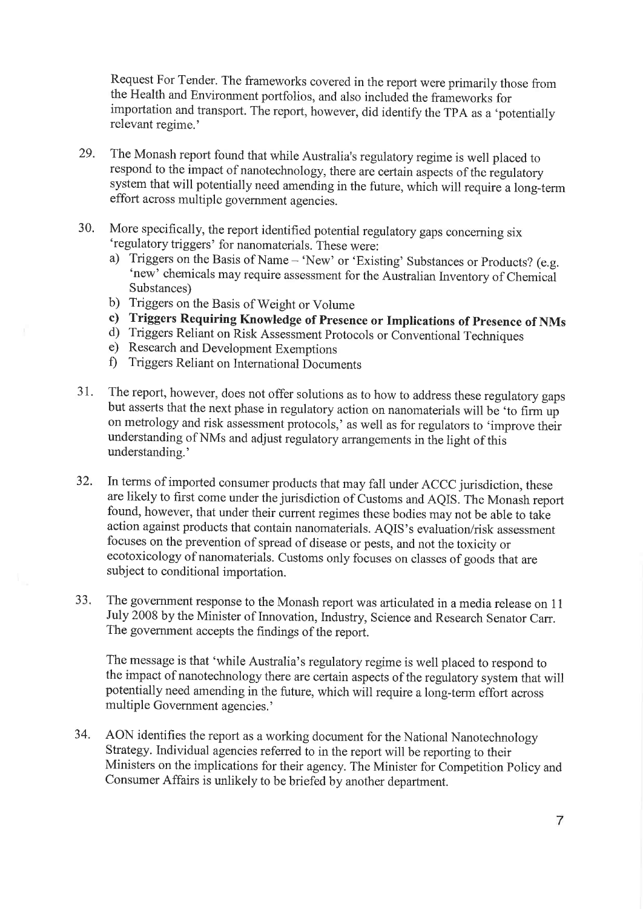Request For Tender. The frameworks covered in the report were primarily those from the Health and Environment portfolios, and also included the frameworks for importation and transport. The report, however, did identify the TPA as a 'potentially relevant regime.'

29. The Monash report found that while Australia's regulatory regime is well placed to respond to the impact of nanotechnology, there are certain aspects of the regulatory system that will potentially need amending in the future, which will require a long-term effort across multiple government agencies.

30. More specifically, the report identified potential regulatory gaps concerning six 'regulatory triggers' for nanomaterials. These were:
    a) Triggers on the Basis of Name – 'New' or 'Existing' Substances or Products? (e.g. 'new' chemicals may require assessment for the Australian Inventory of Chemical Substances)
    b) Triggers on the Basis of Weight or Volume
    c) **Triggers Requiring Knowledge of Presence or Implications of Presence of NMs**
    d) Triggers Reliant on Risk Assessment Protocols or Conventional Techniques
    e) Research and Development Exemptions
    f) Triggers Reliant on International Documents

31. The report, however, does not offer solutions as to how to address these regulatory gaps but asserts that the next phase in regulatory action on nanomaterials will be 'to firm up on metrology and risk assessment protocols,' as well as for regulators to 'improve their understanding of NMs and adjust regulatory arrangements in the light of this understanding.'

32. In terms of imported consumer products that may fall under ACCC jurisdiction, these are likely to first come under the jurisdiction of Customs and AQIS. The Monash report found, however, that under their current regimes these bodies may not be able to take action against products that contain nanomaterials. AQIS's evaluation/risk assessment focuses on the prevention of spread of disease or pests, and not the toxicity or ecotoxicology of nanomaterials. Customs only focuses on classes of goods that are subject to conditional importation.

33. The government response to the Monash report was articulated in a media release on 11 July 2008 by the Minister of Innovation, Industry, Science and Research Senator Carr. The government accepts the findings of the report.

    The message is that 'while Australia's regulatory regime is well placed to respond to the impact of nanotechnology there are certain aspects of the regulatory system that will potentially need amending in the future, which will require a long-term effort across multiple Government agencies.'

34. AON identifies the report as a working document for the National Nanotechnology Strategy. Individual agencies referred to in the report will be reporting to their Ministers on the implications for their agency. The Minister for Competition Policy and Consumer Affairs is unlikely to be briefed by another department.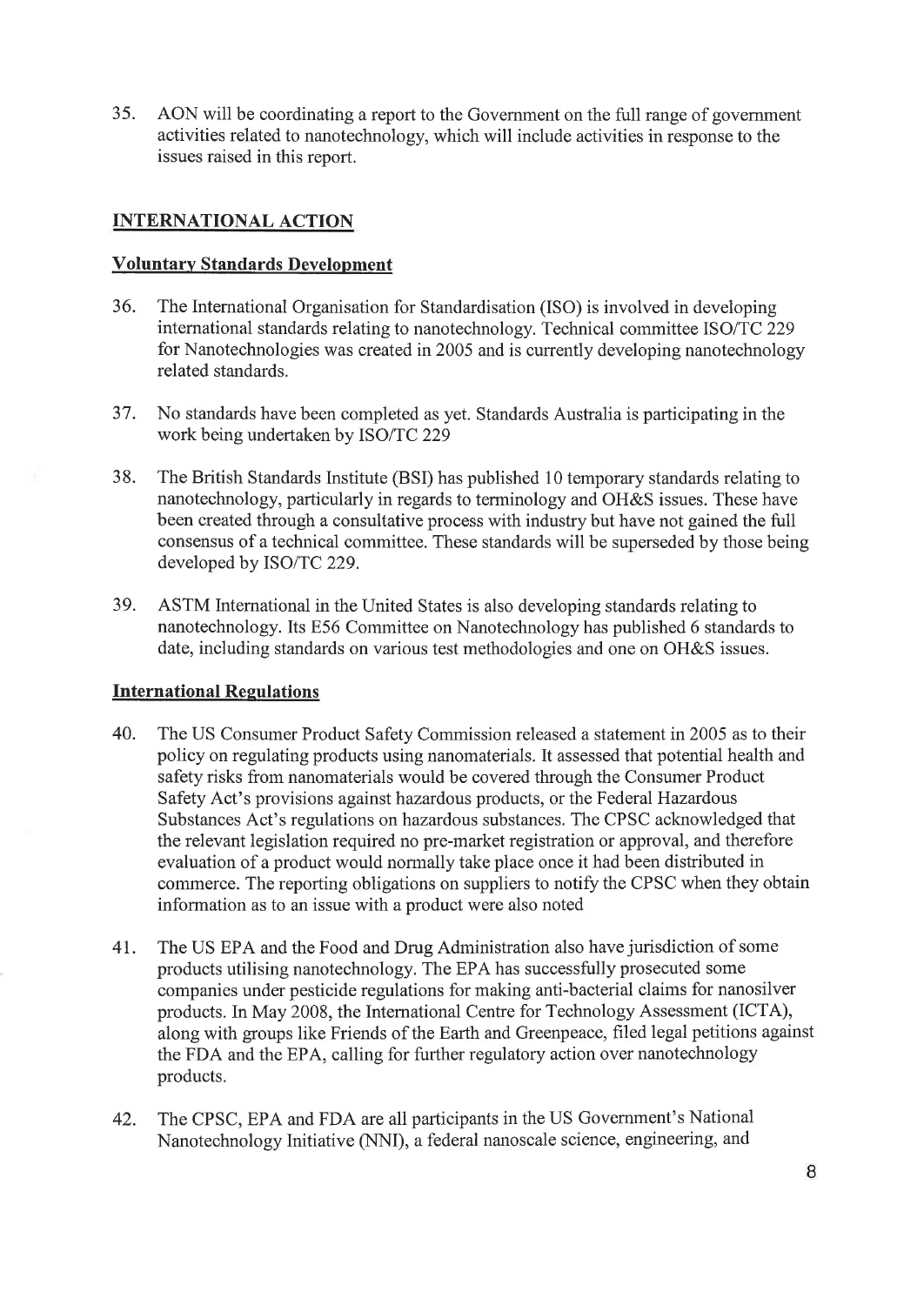35. AON will be coordinating a report to the Government on the full range of government activities related to nanotechnology, which will include activities in response to the issues raised in this report.

## INTERNATIONAL ACTION

### Voluntary Standards Development

36. The International Organisation for Standardisation (ISO) is involved in developing international standards relating to nanotechnology. Technical committee ISO/TC 229 for Nanotechnologies was created in 2005 and is currently developing nanotechnology related standards.

37. No standards have been completed as yet. Standards Australia is participating in the work being undertaken by ISO/TC 229

38. The British Standards Institute (BSI) has published 10 temporary standards relating to nanotechnology, particularly in regards to terminology and OH&S issues. These have been created through a consultative process with industry but have not gained the full consensus of a technical committee. These standards will be superseded by those being developed by ISO/TC 229.

39. ASTM International in the United States is also developing standards relating to nanotechnology. Its E56 Committee on Nanotechnology has published 6 standards to date, including standards on various test methodologies and one on OH&S issues.

### International Regulations

40. The US Consumer Product Safety Commission released a statement in 2005 as to their policy on regulating products using nanomaterials. It assessed that potential health and safety risks from nanomaterials would be covered through the Consumer Product Safety Act's provisions against hazardous products, or the Federal Hazardous Substances Act's regulations on hazardous substances. The CPSC acknowledged that the relevant legislation required no pre-market registration or approval, and therefore evaluation of a product would normally take place once it had been distributed in commerce. The reporting obligations on suppliers to notify the CPSC when they obtain information as to an issue with a product were also noted

41. The US EPA and the Food and Drug Administration also have jurisdiction of some products utilising nanotechnology. The EPA has successfully prosecuted some companies under pesticide regulations for making anti-bacterial claims for nanosilver products. In May 2008, the International Centre for Technology Assessment (ICTA), along with groups like Friends of the Earth and Greenpeace, filed legal petitions against the FDA and the EPA, calling for further regulatory action over nanotechnology products.

42. The CPSC, EPA and FDA are all participants in the US Government's National Nanotechnology Initiative (NNI), a federal nanoscale science, engineering, and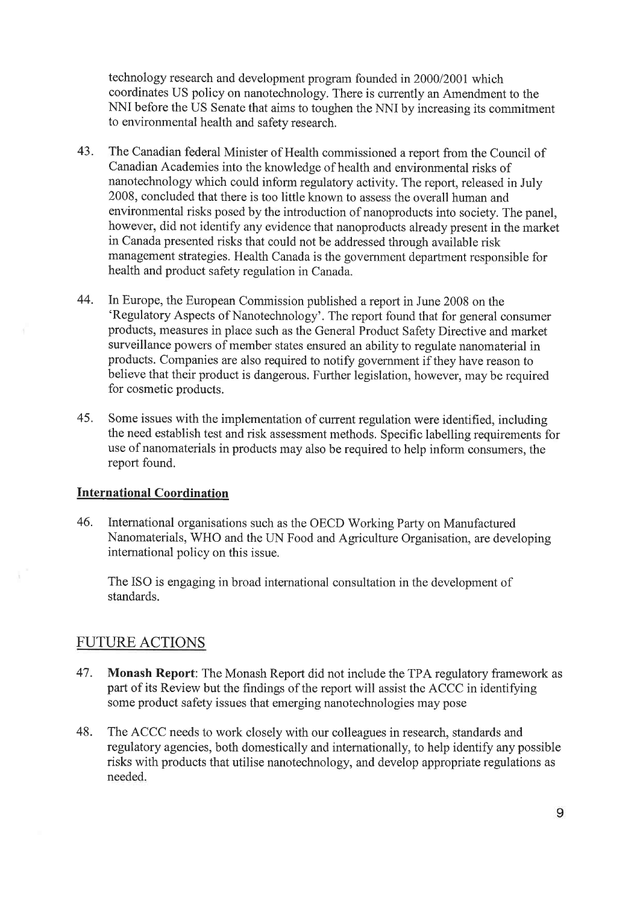technology research and development program founded in 2000/2001 which coordinates US policy on nanotechnology. There is currently an Amendment to the NNI before the US Senate that aims to toughen the NNI by increasing its commitment to environmental health and safety research.

43. The Canadian federal Minister of Health commissioned a report from the Council of Canadian Academies into the knowledge of health and environmental risks of nanotechnology which could inform regulatory activity. The report, released in July 2008, concluded that there is too little known to assess the overall human and environmental risks posed by the introduction of nanoproducts into society. The panel, however, did not identify any evidence that nanoproducts already present in the market in Canada presented risks that could not be addressed through available risk management strategies. Health Canada is the government department responsible for health and product safety regulation in Canada.

44. In Europe, the European Commission published a report in June 2008 on the 'Regulatory Aspects of Nanotechnology'. The report found that for general consumer products, measures in place such as the General Product Safety Directive and market surveillance powers of member states ensured an ability to regulate nanomaterial in products. Companies are also required to notify government if they have reason to believe that their product is dangerous. Further legislation, however, may be required for cosmetic products.

45. Some issues with the implementation of current regulation were identified, including the need establish test and risk assessment methods. Specific labelling requirements for use of nanomaterials in products may also be required to help inform consumers, the report found.

**International Coordination**

46. International organisations such as the OECD Working Party on Manufactured Nanomaterials, WHO and the UN Food and Agriculture Organisation, are developing international policy on this issue.

    The ISO is engaging in broad international consultation in the development of standards.

## FUTURE ACTIONS

47. **Monash Report**: The Monash Report did not include the TPA regulatory framework as part of its Review but the findings of the report will assist the ACCC in identifying some product safety issues that emerging nanotechnologies may pose

48. The ACCC needs to work closely with our colleagues in research, standards and regulatory agencies, both domestically and internationally, to help identify any possible risks with products that utilise nanotechnology, and develop appropriate regulations as needed.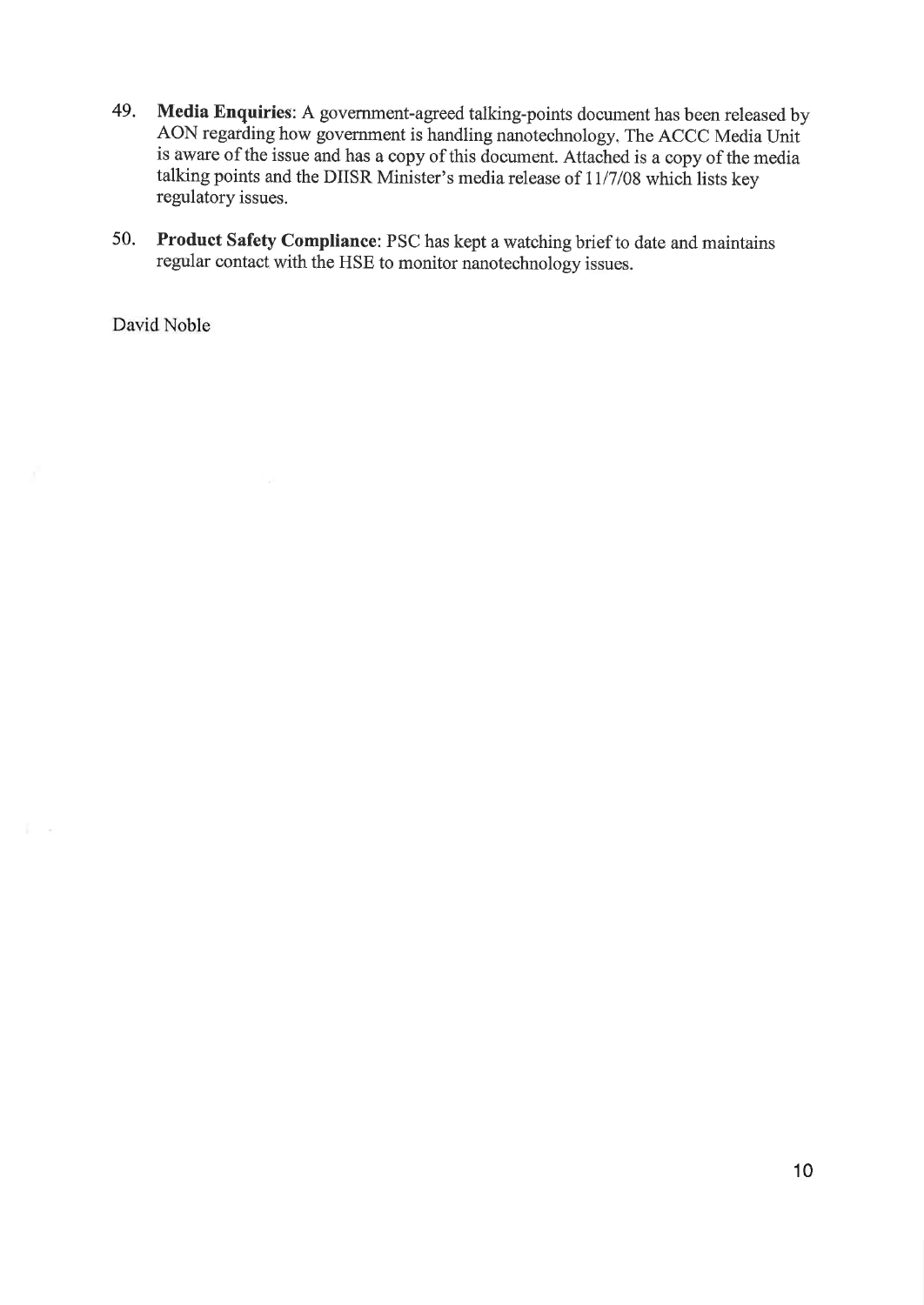49. **Media Enquiries**: A government-agreed talking-points document has been released by AON regarding how government is handling nanotechnology. The ACCC Media Unit is aware of the issue and has a copy of this document. Attached is a copy of the media talking points and the DIISR Minister's media release of 11/7/08 which lists key regulatory issues.

50. **Product Safety Compliance**: PSC has kept a watching brief to date and maintains regular contact with the HSE to monitor nanotechnology issues.

David Noble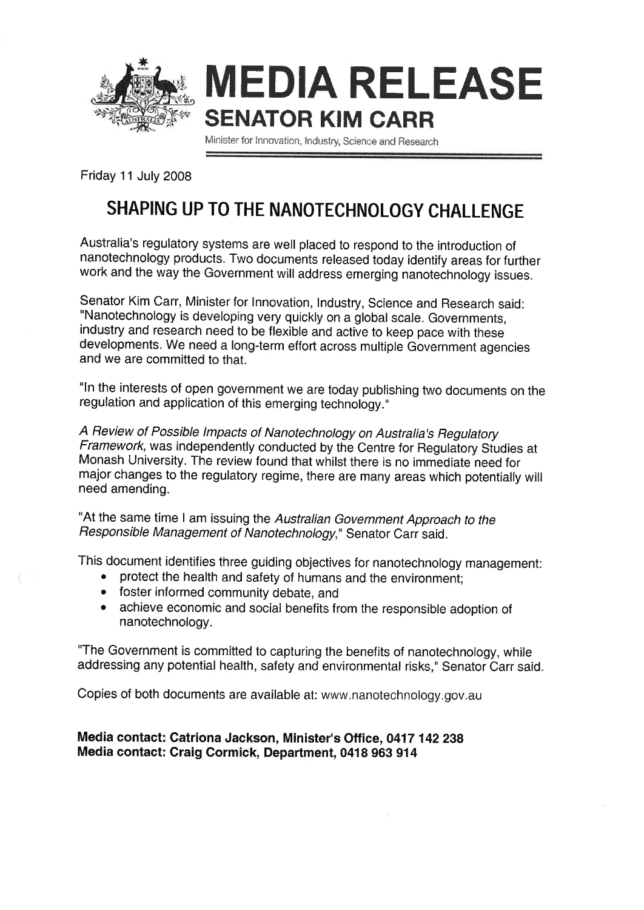# MEDIA RELEASE

## SENATOR KIM CARR

Minister for Innovation, Industry, Science and Research

Friday 11 July 2008

## SHAPING UP TO THE NANOTECHNOLOGY CHALLENGE

Australia's regulatory systems are well placed to respond to the introduction of nanotechnology products. Two documents released today identify areas for further work and the way the Government will address emerging nanotechnology issues.

Senator Kim Carr, Minister for Innovation, Industry, Science and Research said: "Nanotechnology is developing very quickly on a global scale. Governments, industry and research need to be flexible and active to keep pace with these developments. We need a long-term effort across multiple Government agencies and we are committed to that.

"In the interests of open government we are today publishing two documents on the regulation and application of this emerging technology."

*A Review of Possible Impacts of Nanotechnology on Australia's Regulatory Framework*, was independently conducted by the Centre for Regulatory Studies at Monash University. The review found that whilst there is no immediate need for major changes to the regulatory regime, there are many areas which potentially will need amending.

"At the same time I am issuing the *Australian Government Approach to the Responsible Management of Nanotechnology*," Senator Carr said.

This document identifies three guiding objectives for nanotechnology management:

- protect the health and safety of humans and the environment;
- foster informed community debate, and
- achieve economic and social benefits from the responsible adoption of nanotechnology.

"The Government is committed to capturing the benefits of nanotechnology, while addressing any potential health, safety and environmental risks," Senator Carr said.

Copies of both documents are available at: www.nanotechnology.gov.au

**Media contact: Catriona Jackson, Minister's Office, 0417 142 238**
**Media contact: Craig Cormick, Department, 0418 963 914**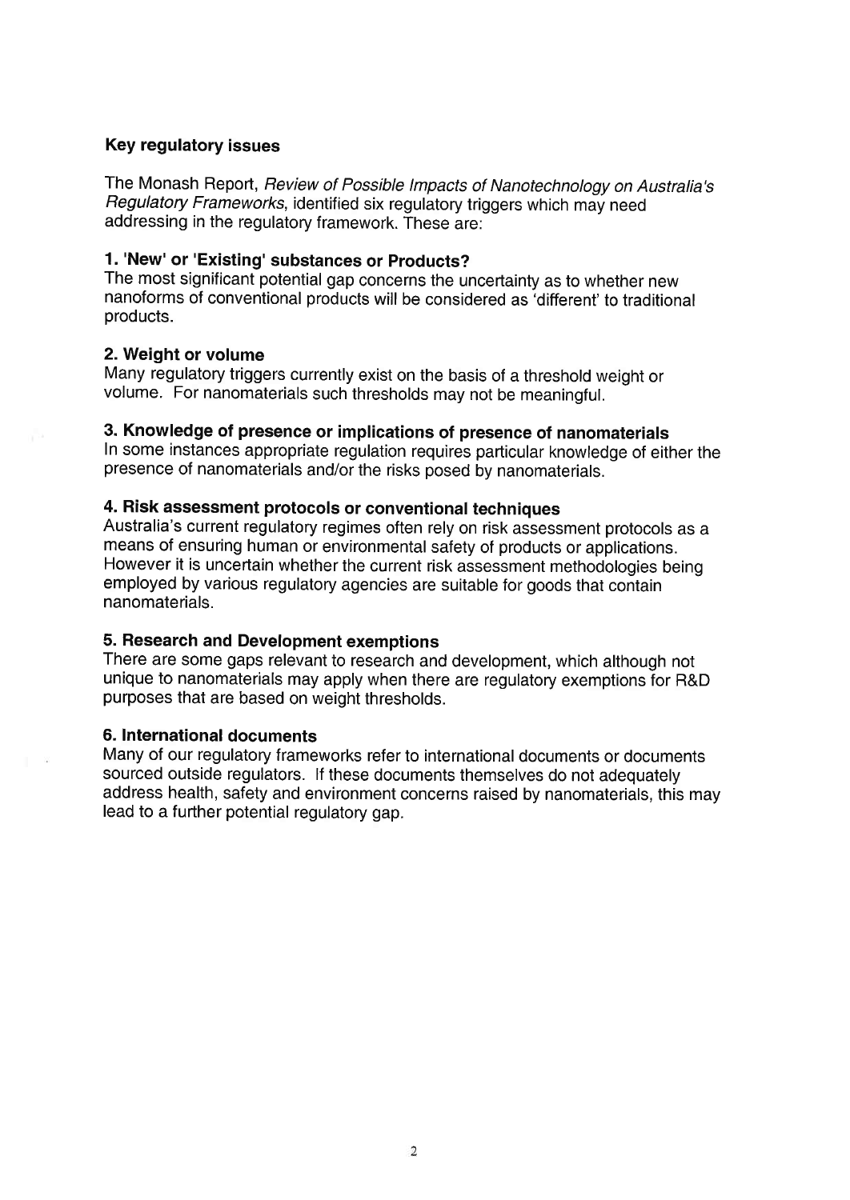## Key regulatory issues

The Monash Report, *Review of Possible Impacts of Nanotechnology on Australia's Regulatory Frameworks*, identified six regulatory triggers which may need addressing in the regulatory framework. These are:

### 1. 'New' or 'Existing' substances or Products?

The most significant potential gap concerns the uncertainty as to whether new nanoforms of conventional products will be considered as 'different' to traditional products.

### 2. Weight or volume

Many regulatory triggers currently exist on the basis of a threshold weight or volume. For nanomaterials such thresholds may not be meaningful.

### 3. Knowledge of presence or implications of presence of nanomaterials

In some instances appropriate regulation requires particular knowledge of either the presence of nanomaterials and/or the risks posed by nanomaterials.

### 4. Risk assessment protocols or conventional techniques

Australia's current regulatory regimes often rely on risk assessment protocols as a means of ensuring human or environmental safety of products or applications. However it is uncertain whether the current risk assessment methodologies being employed by various regulatory agencies are suitable for goods that contain nanomaterials.

### 5. Research and Development exemptions

There are some gaps relevant to research and development, which although not unique to nanomaterials may apply when there are regulatory exemptions for R&D purposes that are based on weight thresholds.

### 6. International documents

Many of our regulatory frameworks refer to international documents or documents sourced outside regulators. If these documents themselves do not adequately address health, safety and environment concerns raised by nanomaterials, this may lead to a further potential regulatory gap.